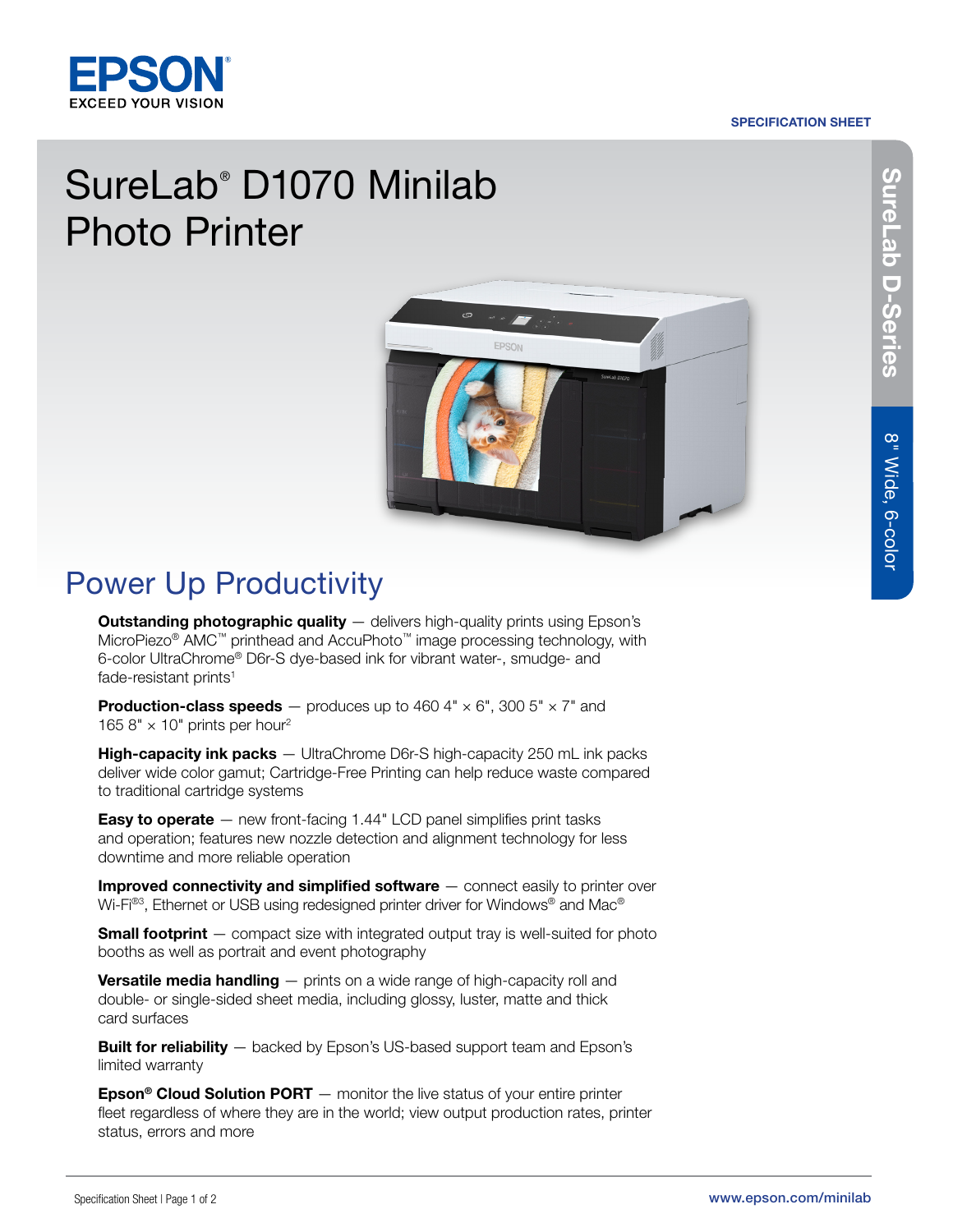EPSON
EXCEED YOUR VISION

SPECIFICATION SHEET

# SureLab® D1070 Minilab Photo Printer

SureLab D-Series

8" Wide, 6-color

## Power Up Productivity

**Outstanding photographic quality** — delivers high-quality prints using Epson's MicroPiezo® AMC™ printhead and AccuPhoto™ image processing technology, with 6-color UltraChrome® D6r-S dye-based ink for vibrant water-, smudge- and fade-resistant prints[1]

**Production-class speeds** — produces up to 460 4" × 6", 300 5" × 7" and 165 8" × 10" prints per hour[2]

**High-capacity ink packs** — UltraChrome D6r-S high-capacity 250 mL ink packs deliver wide color gamut; Cartridge-Free Printing can help reduce waste compared to traditional cartridge systems

**Easy to operate** — new front-facing 1.44" LCD panel simplifies print tasks and operation; features new nozzle detection and alignment technology for less downtime and more reliable operation

**Improved connectivity and simplified software** — connect easily to printer over Wi-Fi®[3], Ethernet or USB using redesigned printer driver for Windows® and Mac®

**Small footprint** — compact size with integrated output tray is well-suited for photo booths as well as portrait and event photography

**Versatile media handling** — prints on a wide range of high-capacity roll and double- or single-sided sheet media, including glossy, luster, matte and thick card surfaces

**Built for reliability** — backed by Epson's US-based support team and Epson's limited warranty

**Epson® Cloud Solution PORT** — monitor the live status of your entire printer fleet regardless of where they are in the world; view output production rates, printer status, errors and more

www.epson.com/minilab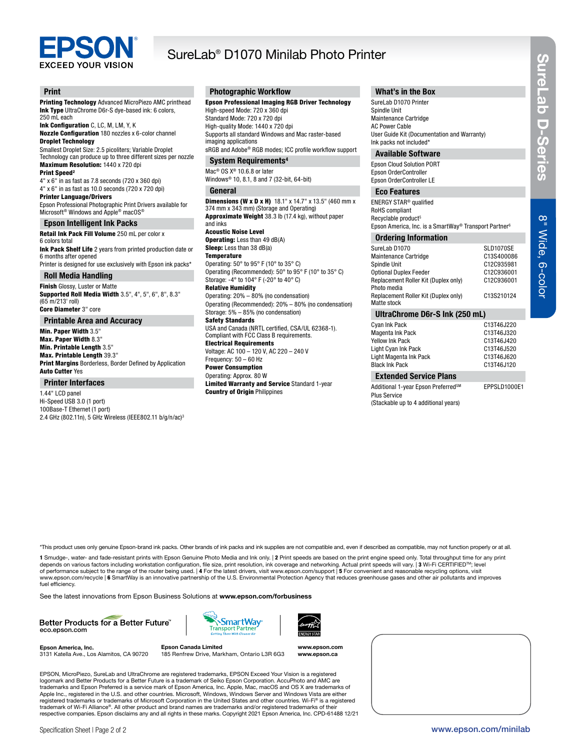# SureLab® D1070 Minilab Photo Printer

## Print

**Printing Technology** Advanced MicroPiezo AMC printhead
**Ink Type** UltraChrome D6r-S dye-based ink: 6 colors, 250 mL each
**Ink Configuration** C, LC, M, LM, Y, K
**Nozzle Configuration** 180 nozzles x 6-color channel
**Droplet Technology**
Smallest Droplet Size: 2.5 picoliters; Variable Droplet Technology can produce up to three different sizes per nozzle
**Maximum Resolution:** 1440 x 720 dpi
**Print Speed**[2]
4" x 6" in as fast as 7.8 seconds (720 x 360 dpi)
4" x 6" in as fast as 10.0 seconds (720 x 720 dpi)
**Printer Language/Drivers**
Epson Professional Photographic Print Drivers available for Microsoft® Windows and Apple® macOS®

## Epson Intelligent Ink Packs

**Retail Ink Pack Fill Volume** 250 mL per color x 6 colors total
**Ink Pack Shelf Life** 2 years from printed production date or 6 months after opened
Printer is designed for use exclusively with Epson ink packs*

## Roll Media Handling

**Finish** Glossy, Luster or Matte
**Supported Roll Media Width** 3.5", 4", 5", 6", 8", 8.3" (65 m/213' roll)
**Core Diameter** 3" core

## Printable Area and Accuracy

**Min. Paper Width** 3.5"
**Max. Paper Width** 8.3"
**Min. Printable Length** 3.5"
**Max. Printable Length** 39.3"
**Print Margins** Borderless, Border Defined by Application
**Auto Cutter** Yes

## Printer Interfaces

1.44" LCD panel
Hi-Speed USB 3.0 (1 port)
100Base-T Ethernet (1 port)
2.4 GHz (802.11n), 5 GHz Wireless (IEEE802.11 b/g/n/ac)[3]

## Photographic Workflow

**Epson Professional Imaging RGB Driver Technology**
High-speed Mode: 720 x 360 dpi
Standard Mode: 720 x 720 dpi
High-quality Mode: 1440 x 720 dpi
Supports all standard Windows and Mac raster-based imaging applications
sRGB and Adobe® RGB modes; ICC profile workflow support

## System Requirements[4]

Mac® OS X® 10.6.8 or later
Windows® 10, 8.1, 8 and 7 (32-bit, 64-bit)

## General

**Dimensions (W x D x H)** 18.1" x 14.7" x 13.5" (460 mm x 374 mm x 343 mm) (Storage and Operating)
**Approximate Weight** 38.3 lb (17.4 kg), without paper and inks
**Acoustic Noise Level**
**Operating:** Less than 49 dB(A)
**Sleep:** Less than 38 dB(a)
**Temperature**
Operating: 50° to 95° F (10° to 35° C)
Operating (Recommended): 50° to 95° F (10° to 35° C)
Storage: -4° to 104° F (-20° to 40° C)
**Relative Humidity**
Operating: 20% – 80% (no condensation)
Operating (Recommended): 20% – 80% (no condensation)
Storage: 5% – 85% (no condensation)
**Safety Standards**
USA and Canada (NRTL certified, CSA/UL 62368-1). Compliant with FCC Class B requirements.
**Electrical Requirements**
Voltage: AC 100 – 120 V, AC 220 – 240 V
Frequency: 50 – 60 Hz
**Power Consumption**
Operating: Approx. 80 W
**Limited Warranty and Service** Standard 1-year
**Country of Origin** Philippines

## What's in the Box

SureLab D1070 Printer
Spindle Unit
Maintenance Cartridge
AC Power Cable
User Guide Kit (Documentation and Warranty)
Ink packs not included*

## Available Software

Epson Cloud Solution PORT
Epson OrderController
Epson OrderController LE

## Eco Features

ENERGY STAR® qualified
RoHS compliant
Recyclable product[5]
Epson America, Inc. is a SmartWay® Transport Partner[6]

## Ordering Information

| | |
|---|---|
| SureLab D1070 | SLD1070SE |
| Maintenance Cartridge | C13S400086 |
| Spindle Unit | C12C935981 |
| Optional Duplex Feeder | C12C936001 |
| Replacement Roller Kit (Duplex only) Photo media | C12C936001 |
| Replacement Roller Kit (Duplex only) Matte stock | C13S210124 |

## UltraChrome D6r-S Ink (250 mL)

| | |
|---|---|
| Cyan Ink Pack | C13T46J220 |
| Magenta Ink Pack | C13T46J320 |
| Yellow Ink Pack | C13T46J420 |
| Light Cyan Ink Pack | C13T46J520 |
| Light Magenta Ink Pack | C13T46J620 |
| Black Ink Pack | C13T46J120 |

## Extended Service Plans

| | |
|---|---|
| Additional 1-year Epson Preferred℠ Plus Service (Stackable up to 4 additional years) | EPPSLD1000E1 |

SureLab D-Series — 8" Wide, 6-color

*This product uses only genuine Epson-brand ink packs. Other brands of ink packs and ink supplies are not compatible and, even if described as compatible, may not function properly or at all.

**1** Smudge-, water- and fade-resistant prints with Epson Genuine Photo Media and Ink only. | **2** Print speeds are based on the print engine speed only. Total throughput time for any print depends on various factors including workstation configuration, file size, print resolution, ink coverage and networking. Actual print speeds will vary. | **3** Wi-Fi CERTIFIED™; level of performance subject to the range of the router being used. | **4** For the latest drivers, visit www.epson.com/support | **5** For convenient and reasonable recycling options, visit www.epson.com/recycle | **6** SmartWay is an innovative partnership of the U.S. Environmental Protection Agency that reduces greenhouse gases and other air pollutants and improves fuel efficiency.

See the latest innovations from Epson Business Solutions at **www.epson.com/forbusiness**

Better Products for a Better Future™
eco.epson.com

**Epson America, Inc.**
3131 Katella Ave., Los Alamitos, CA 90720

**Epson Canada Limited**
185 Renfrew Drive, Markham, Ontario L3R 6G3

**www.epson.com**
**www.epson.ca**

EPSON, MicroPiezo, SureLab and UltraChrome are registered trademarks, EPSON Exceed Your Vision is a registered logomark and Better Products for a Better Future is a trademark of Seiko Epson Corporation. AccuPhoto and AMC are trademarks and Epson Preferred is a service mark of Epson America, Inc. Apple, Mac, macOS and OS X are trademarks of Apple Inc., registered in the U.S. and other countries. Microsoft, Windows, Windows Server and Windows Vista are either registered trademarks or trademarks of Microsoft Corporation in the United States and other countries. Wi-Fi® is a registered trademark of Wi-Fi Alliance®. All other product and brand names are trademarks and/or registered trademarks of their respective companies. Epson disclaims any and all rights in these marks. Copyright 2021 Epson America, Inc. CPD-61488 12/21

www.epson.com/minilab